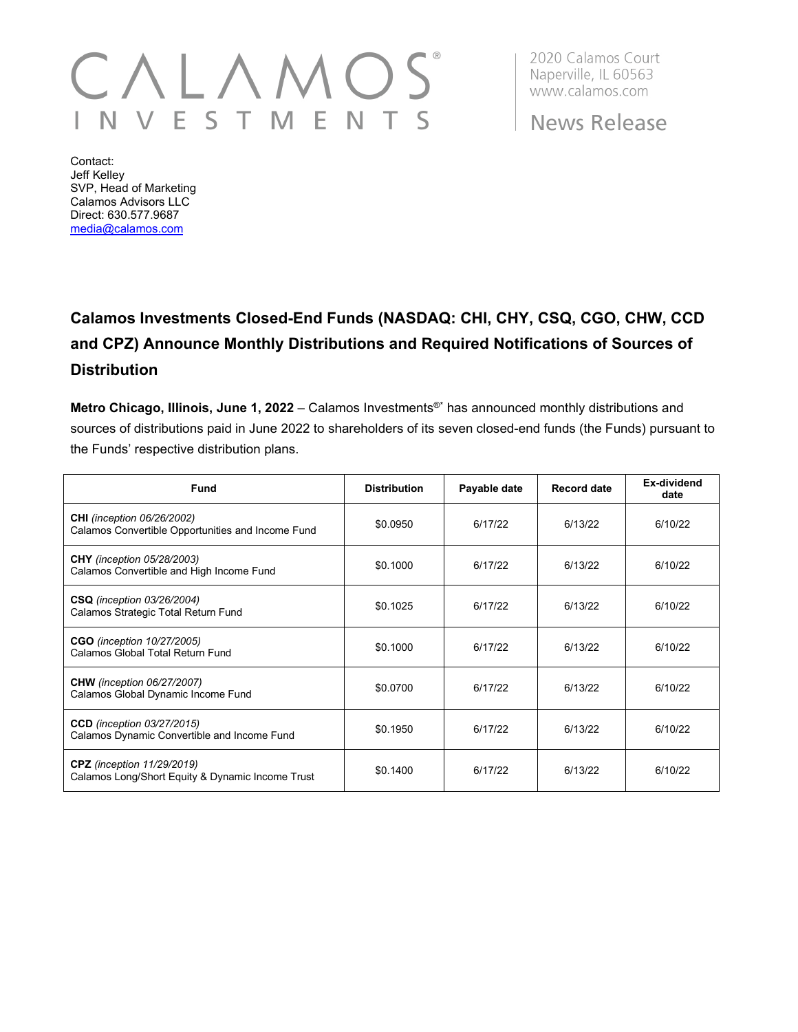CALAMOS INVESTMENTS

2020 Calamos Court
Naperville, IL 60563
www.calamos.com

News Release

Contact:
Jeff Kelley
SVP, Head of Marketing
Calamos Advisors LLC
Direct: 630.577.9687
media@calamos.com

## Calamos Investments Closed-End Funds (NASDAQ: CHI, CHY, CSQ, CGO, CHW, CCD and CPZ) Announce Monthly Distributions and Required Notifications of Sources of Distribution

**Metro Chicago, Illinois, June 1, 2022** – Calamos Investments®* has announced monthly distributions and sources of distributions paid in June 2022 to shareholders of its seven closed-end funds (the Funds) pursuant to the Funds' respective distribution plans.

| Fund | Distribution | Payable date | Record date | Ex-dividend date |
|---|---|---|---|---|
| **CHI** *(inception 06/26/2002)* Calamos Convertible Opportunities and Income Fund | $0.0950 | 6/17/22 | 6/13/22 | 6/10/22 |
| **CHY** *(inception 05/28/2003)* Calamos Convertible and High Income Fund | $0.1000 | 6/17/22 | 6/13/22 | 6/10/22 |
| **CSQ** *(inception 03/26/2004)* Calamos Strategic Total Return Fund | $0.1025 | 6/17/22 | 6/13/22 | 6/10/22 |
| **CGO** *(inception 10/27/2005)* Calamos Global Total Return Fund | $0.1000 | 6/17/22 | 6/13/22 | 6/10/22 |
| **CHW** *(inception 06/27/2007)* Calamos Global Dynamic Income Fund | $0.0700 | 6/17/22 | 6/13/22 | 6/10/22 |
| **CCD** *(inception 03/27/2015)* Calamos Dynamic Convertible and Income Fund | $0.1950 | 6/17/22 | 6/13/22 | 6/10/22 |
| **CPZ** *(inception 11/29/2019)* Calamos Long/Short Equity & Dynamic Income Trust | $0.1400 | 6/17/22 | 6/13/22 | 6/10/22 |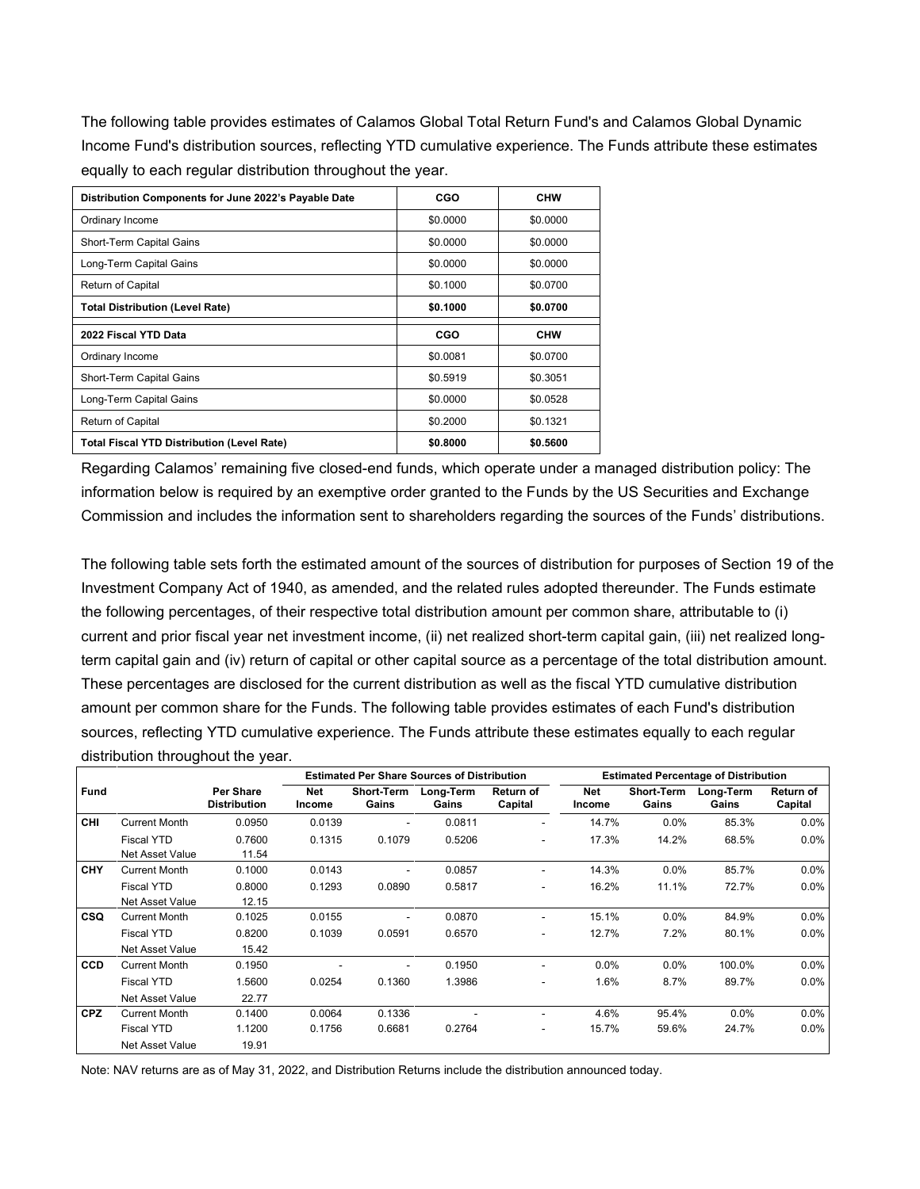The following table provides estimates of Calamos Global Total Return Fund's and Calamos Global Dynamic Income Fund's distribution sources, reflecting YTD cumulative experience. The Funds attribute these estimates equally to each regular distribution throughout the year.

| **Distribution Components for June 2022's Payable Date** | **CGO** | **CHW** |
|---|---|---|
| Ordinary Income | $0.0000 | $0.0000 |
| Short-Term Capital Gains | $0.0000 | $0.0000 |
| Long-Term Capital Gains | $0.0000 | $0.0000 |
| Return of Capital | $0.1000 | $0.0700 |
| **Total Distribution (Level Rate)** | **$0.1000** | **$0.0700** |
| **2022 Fiscal YTD Data** | **CGO** | **CHW** |
| Ordinary Income | $0.0081 | $0.0700 |
| Short-Term Capital Gains | $0.5919 | $0.3051 |
| Long-Term Capital Gains | $0.0000 | $0.0528 |
| Return of Capital | $0.2000 | $0.1321 |
| **Total Fiscal YTD Distribution (Level Rate)** | **$0.8000** | **$0.5600** |

Regarding Calamos' remaining five closed-end funds, which operate under a managed distribution policy: The information below is required by an exemptive order granted to the Funds by the US Securities and Exchange Commission and includes the information sent to shareholders regarding the sources of the Funds' distributions.

The following table sets forth the estimated amount of the sources of distribution for purposes of Section 19 of the Investment Company Act of 1940, as amended, and the related rules adopted thereunder. The Funds estimate the following percentages, of their respective total distribution amount per common share, attributable to (i) current and prior fiscal year net investment income, (ii) net realized short-term capital gain, (iii) net realized long-term capital gain and (iv) return of capital or other capital source as a percentage of the total distribution amount. These percentages are disclosed for the current distribution as well as the fiscal YTD cumulative distribution amount per common share for the Funds. The following table provides estimates of each Fund's distribution sources, reflecting YTD cumulative experience. The Funds attribute these estimates equally to each regular distribution throughout the year.

| | | | **Estimated Per Share Sources of Distribution** | | | | **Estimated Percentage of Distribution** | | | |
|---|---|---|---|---|---|---|---|---|---|---|
| **Fund** | | **Per Share Distribution** | **Net Income** | **Short-Term Gains** | **Long-Term Gains** | **Return of Capital** | **Net Income** | **Short-Term Gains** | **Long-Term Gains** | **Return of Capital** |
| **CHI** | Current Month | 0.0950 | 0.0139 | - | 0.0811 | - | 14.7% | 0.0% | 85.3% | 0.0% |
| | Fiscal YTD | 0.7600 | 0.1315 | 0.1079 | 0.5206 | - | 17.3% | 14.2% | 68.5% | 0.0% |
| | Net Asset Value | 11.54 | | | | | | | | |
| **CHY** | Current Month | 0.1000 | 0.0143 | - | 0.0857 | - | 14.3% | 0.0% | 85.7% | 0.0% |
| | Fiscal YTD | 0.8000 | 0.1293 | 0.0890 | 0.5817 | - | 16.2% | 11.1% | 72.7% | 0.0% |
| | Net Asset Value | 12.15 | | | | | | | | |
| **CSQ** | Current Month | 0.1025 | 0.0155 | - | 0.0870 | - | 15.1% | 0.0% | 84.9% | 0.0% |
| | Fiscal YTD | 0.8200 | 0.1039 | 0.0591 | 0.6570 | - | 12.7% | 7.2% | 80.1% | 0.0% |
| | Net Asset Value | 15.42 | | | | | | | | |
| **CCD** | Current Month | 0.1950 | - | - | 0.1950 | - | 0.0% | 0.0% | 100.0% | 0.0% |
| | Fiscal YTD | 1.5600 | 0.0254 | 0.1360 | 1.3986 | - | 1.6% | 8.7% | 89.7% | 0.0% |
| | Net Asset Value | 22.77 | | | | | | | | |
| **CPZ** | Current Month | 0.1400 | 0.0064 | 0.1336 | - | - | 4.6% | 95.4% | 0.0% | 0.0% |
| | Fiscal YTD | 1.1200 | 0.1756 | 0.6681 | 0.2764 | - | 15.7% | 59.6% | 24.7% | 0.0% |
| | Net Asset Value | 19.91 | | | | | | | | |

Note: NAV returns are as of May 31, 2022, and Distribution Returns include the distribution announced today.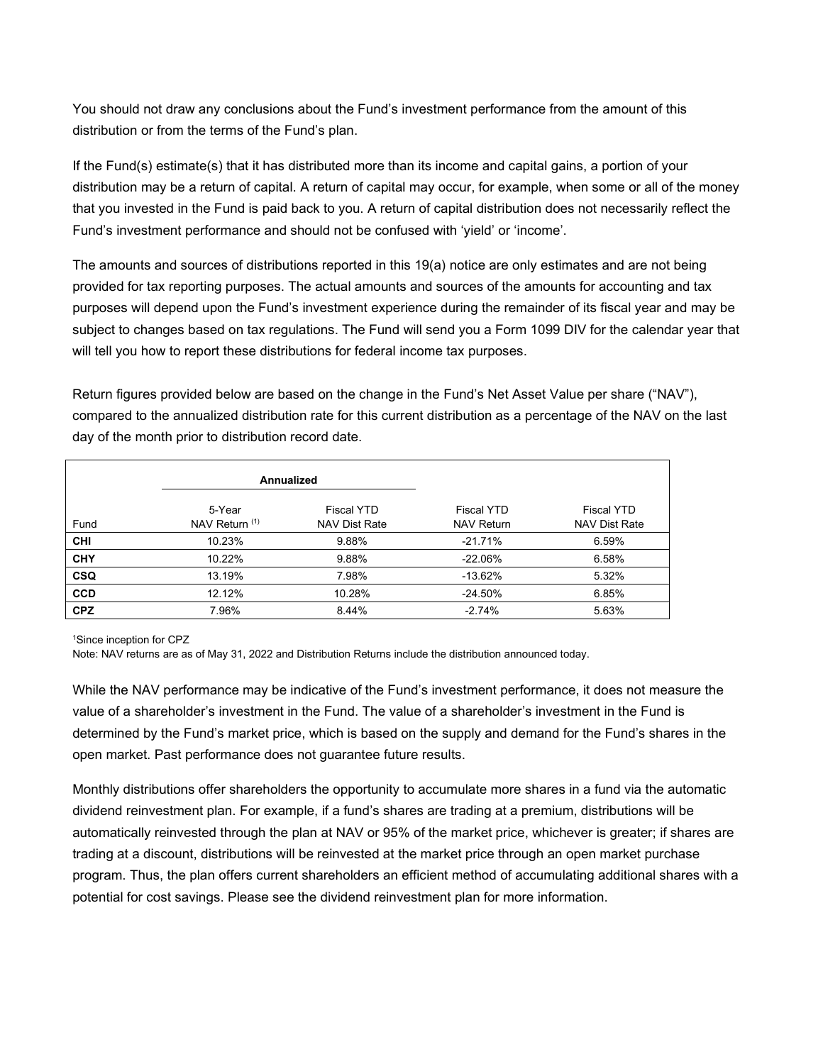You should not draw any conclusions about the Fund's investment performance from the amount of this distribution or from the terms of the Fund's plan.

If the Fund(s) estimate(s) that it has distributed more than its income and capital gains, a portion of your distribution may be a return of capital. A return of capital may occur, for example, when some or all of the money that you invested in the Fund is paid back to you. A return of capital distribution does not necessarily reflect the Fund's investment performance and should not be confused with 'yield' or 'income'.

The amounts and sources of distributions reported in this 19(a) notice are only estimates and are not being provided for tax reporting purposes. The actual amounts and sources of the amounts for accounting and tax purposes will depend upon the Fund's investment experience during the remainder of its fiscal year and may be subject to changes based on tax regulations. The Fund will send you a Form 1099 DIV for the calendar year that will tell you how to report these distributions for federal income tax purposes.

Return figures provided below are based on the change in the Fund's Net Asset Value per share ("NAV"), compared to the annualized distribution rate for this current distribution as a percentage of the NAV on the last day of the month prior to distribution record date.

| | Annualized | | | |
|---|---|---|---|---|
| Fund | 5-Year NAV Return [1] | Fiscal YTD NAV Dist Rate | Fiscal YTD NAV Return | Fiscal YTD NAV Dist Rate |
| **CHI** | 10.23% | 9.88% | -21.71% | 6.59% |
| **CHY** | 10.22% | 9.88% | -22.06% | 6.58% |
| **CSQ** | 13.19% | 7.98% | -13.62% | 5.32% |
| **CCD** | 12.12% | 10.28% | -24.50% | 6.85% |
| **CPZ** | 7.96% | 8.44% | -2.74% | 5.63% |

[1]Since inception for CPZ

Note: NAV returns are as of May 31, 2022 and Distribution Returns include the distribution announced today.

While the NAV performance may be indicative of the Fund's investment performance, it does not measure the value of a shareholder's investment in the Fund. The value of a shareholder's investment in the Fund is determined by the Fund's market price, which is based on the supply and demand for the Fund's shares in the open market. Past performance does not guarantee future results.

Monthly distributions offer shareholders the opportunity to accumulate more shares in a fund via the automatic dividend reinvestment plan. For example, if a fund's shares are trading at a premium, distributions will be automatically reinvested through the plan at NAV or 95% of the market price, whichever is greater; if shares are trading at a discount, distributions will be reinvested at the market price through an open market purchase program. Thus, the plan offers current shareholders an efficient method of accumulating additional shares with a potential for cost savings. Please see the dividend reinvestment plan for more information.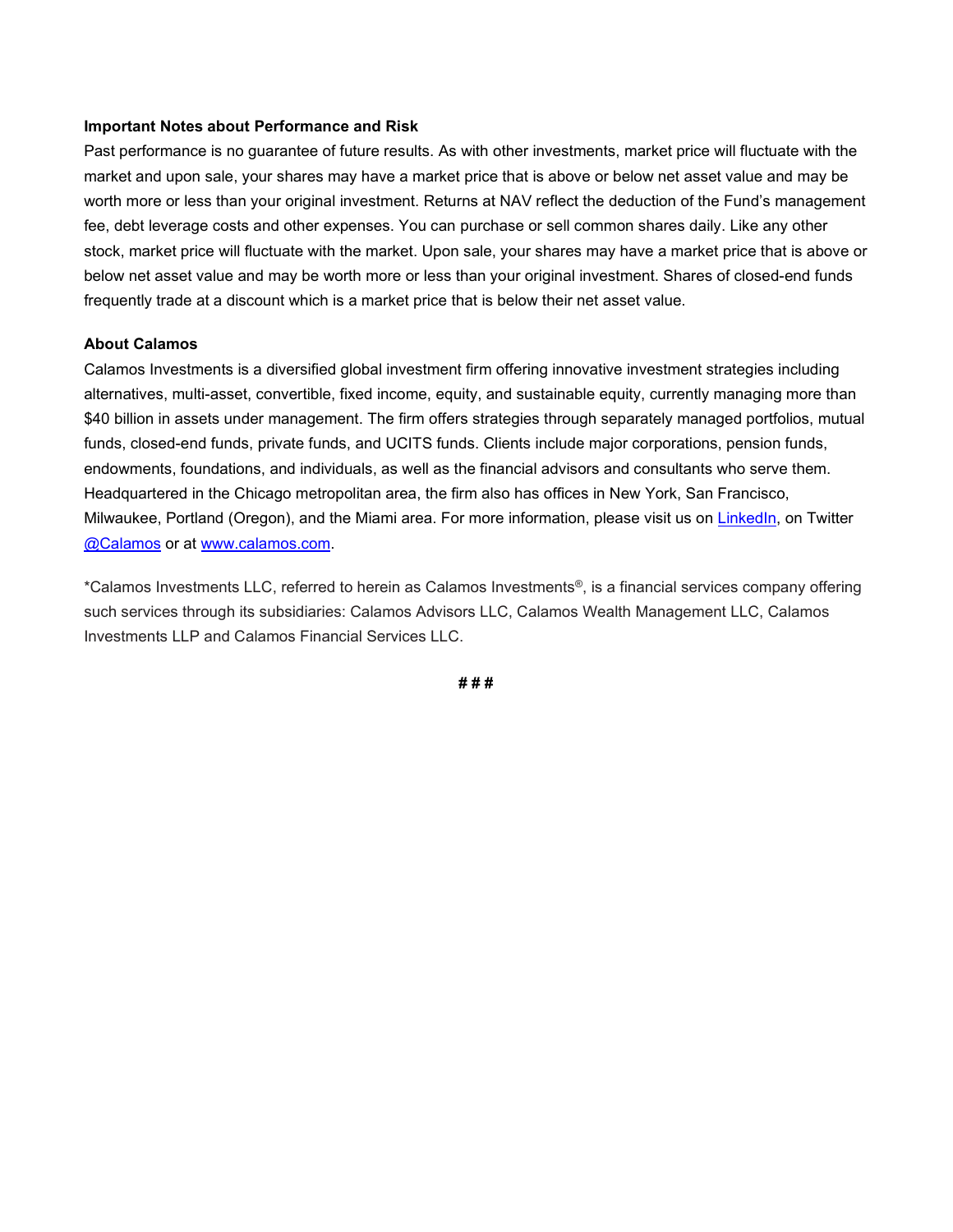**Important Notes about Performance and Risk**

Past performance is no guarantee of future results. As with other investments, market price will fluctuate with the market and upon sale, your shares may have a market price that is above or below net asset value and may be worth more or less than your original investment. Returns at NAV reflect the deduction of the Fund's management fee, debt leverage costs and other expenses. You can purchase or sell common shares daily. Like any other stock, market price will fluctuate with the market. Upon sale, your shares may have a market price that is above or below net asset value and may be worth more or less than your original investment. Shares of closed-end funds frequently trade at a discount which is a market price that is below their net asset value.

**About Calamos**

Calamos Investments is a diversified global investment firm offering innovative investment strategies including alternatives, multi-asset, convertible, fixed income, equity, and sustainable equity, currently managing more than $40 billion in assets under management. The firm offers strategies through separately managed portfolios, mutual funds, closed-end funds, private funds, and UCITS funds. Clients include major corporations, pension funds, endowments, foundations, and individuals, as well as the financial advisors and consultants who serve them. Headquartered in the Chicago metropolitan area, the firm also has offices in New York, San Francisco, Milwaukee, Portland (Oregon), and the Miami area. For more information, please visit us on LinkedIn, on Twitter @Calamos or at www.calamos.com.

*Calamos Investments LLC, referred to herein as Calamos Investments®, is a financial services company offering such services through its subsidiaries: Calamos Advisors LLC, Calamos Wealth Management LLC, Calamos Investments LLP and Calamos Financial Services LLC.

# # #